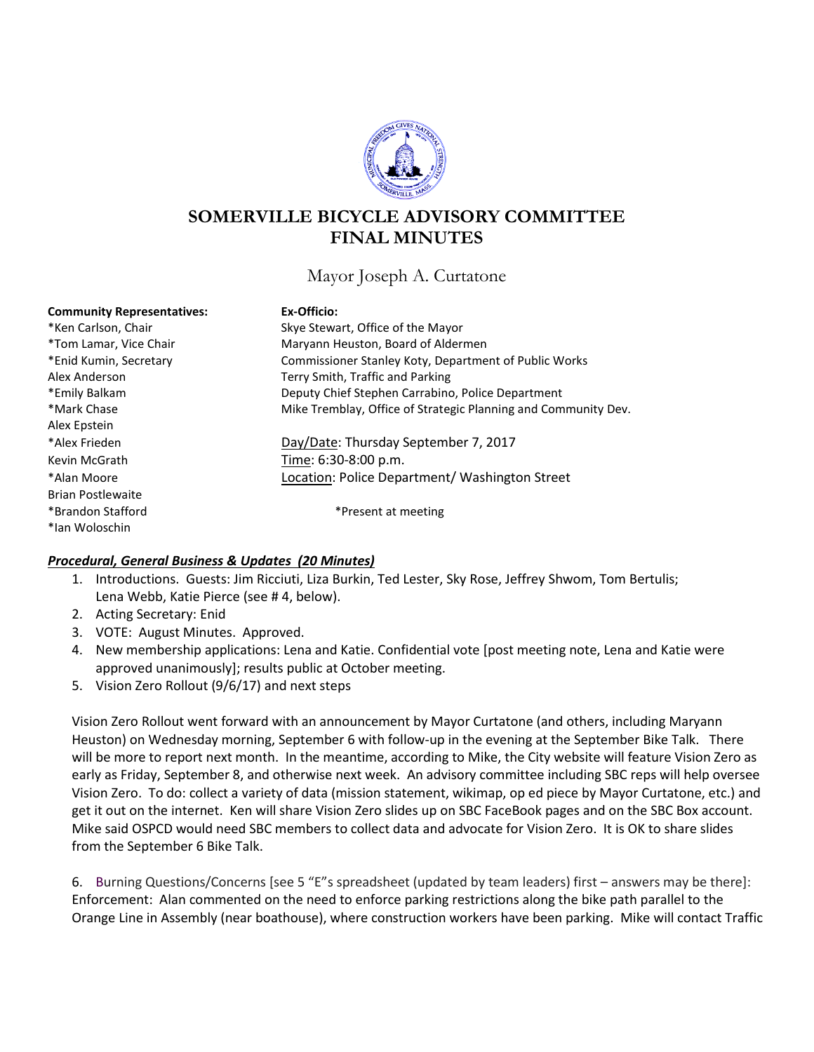# SOMERVILLE BICYCLE ADVISORY COMMITTEE
# FINAL MINUTES

Mayor Joseph A. Curtatone

| **Community Representatives:** | **Ex-Officio:** |
|---|---|
| *Ken Carlson, Chair | Skye Stewart, Office of the Mayor |
| *Tom Lamar, Vice Chair | Maryann Heuston, Board of Aldermen |
| *Enid Kumin, Secretary | Commissioner Stanley Koty, Department of Public Works |
| Alex Anderson | Terry Smith, Traffic and Parking |
| *Emily Balkam | Deputy Chief Stephen Carrabino, Police Department |
| *Mark Chase | Mike Tremblay, Office of Strategic Planning and Community Dev. |
| Alex Epstein | |
| *Alex Frieden | Day/Date: Thursday September 7, 2017 |
| Kevin McGrath | Time: 6:30-8:00 p.m. |
| *Alan Moore | Location: Police Department/ Washington Street |
| Brian Postlewaite | |
| *Brandon Stafford | *Present at meeting |
| *Ian Woloschin | |

## ***Procedural, General Business & Updates (20 Minutes)***

1. Introductions. Guests: Jim Ricciuti, Liza Burkin, Ted Lester, Sky Rose, Jeffrey Shwom, Tom Bertulis; Lena Webb, Katie Pierce (see # 4, below).
2. Acting Secretary: Enid
3. VOTE: August Minutes. Approved.
4. New membership applications: Lena and Katie. Confidential vote [post meeting note, Lena and Katie were approved unanimously]; results public at October meeting.
5. Vision Zero Rollout (9/6/17) and next steps

Vision Zero Rollout went forward with an announcement by Mayor Curtatone (and others, including Maryann Heuston) on Wednesday morning, September 6 with follow-up in the evening at the September Bike Talk. There will be more to report next month. In the meantime, according to Mike, the City website will feature Vision Zero as early as Friday, September 8, and otherwise next week. An advisory committee including SBC reps will help oversee Vision Zero. To do: collect a variety of data (mission statement, wikimap, op ed piece by Mayor Curtatone, etc.) and get it out on the internet. Ken will share Vision Zero slides up on SBC FaceBook pages and on the SBC Box account. Mike said OSPCD would need SBC members to collect data and advocate for Vision Zero. It is OK to share slides from the September 6 Bike Talk.

6. Burning Questions/Concerns [see 5 "E"s spreadsheet (updated by team leaders) first – answers may be there]: Enforcement: Alan commented on the need to enforce parking restrictions along the bike path parallel to the Orange Line in Assembly (near boathouse), where construction workers have been parking. Mike will contact Traffic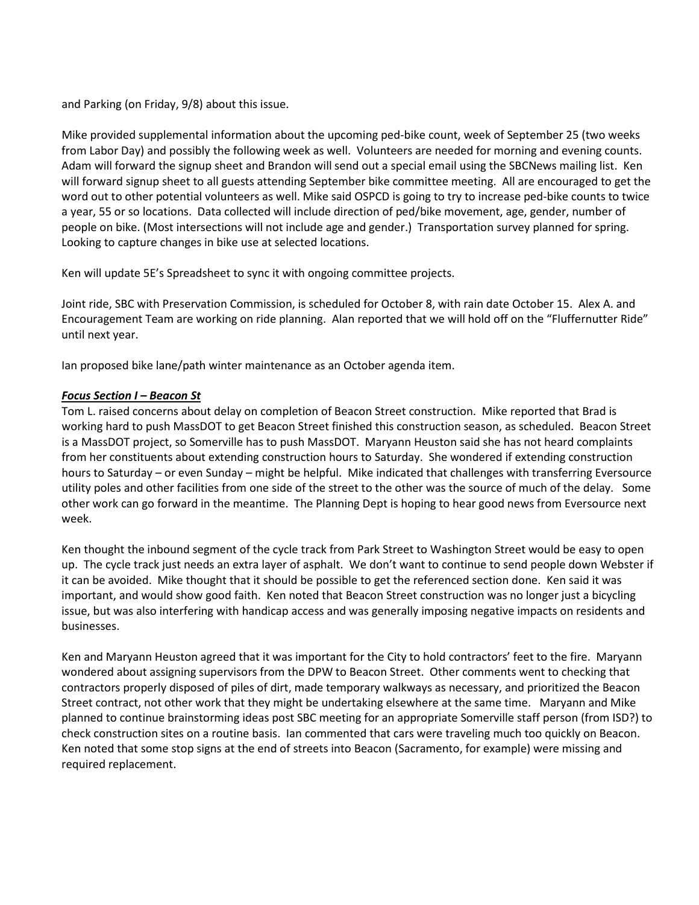and Parking (on Friday, 9/8) about this issue.

Mike provided supplemental information about the upcoming ped-bike count, week of September 25 (two weeks from Labor Day) and possibly the following week as well. Volunteers are needed for morning and evening counts. Adam will forward the signup sheet and Brandon will send out a special email using the SBCNews mailing list. Ken will forward signup sheet to all guests attending September bike committee meeting. All are encouraged to get the word out to other potential volunteers as well. Mike said OSPCD is going to try to increase ped-bike counts to twice a year, 55 or so locations. Data collected will include direction of ped/bike movement, age, gender, number of people on bike. (Most intersections will not include age and gender.) Transportation survey planned for spring. Looking to capture changes in bike use at selected locations.

Ken will update 5E's Spreadsheet to sync it with ongoing committee projects.

Joint ride, SBC with Preservation Commission, is scheduled for October 8, with rain date October 15. Alex A. and Encouragement Team are working on ride planning. Alan reported that we will hold off on the "Fluffernutter Ride" until next year.

Ian proposed bike lane/path winter maintenance as an October agenda item.

***Focus Section I – Beacon St***

Tom L. raised concerns about delay on completion of Beacon Street construction. Mike reported that Brad is working hard to push MassDOT to get Beacon Street finished this construction season, as scheduled. Beacon Street is a MassDOT project, so Somerville has to push MassDOT. Maryann Heuston said she has not heard complaints from her constituents about extending construction hours to Saturday. She wondered if extending construction hours to Saturday – or even Sunday – might be helpful. Mike indicated that challenges with transferring Eversource utility poles and other facilities from one side of the street to the other was the source of much of the delay. Some other work can go forward in the meantime. The Planning Dept is hoping to hear good news from Eversource next week.

Ken thought the inbound segment of the cycle track from Park Street to Washington Street would be easy to open up. The cycle track just needs an extra layer of asphalt. We don't want to continue to send people down Webster if it can be avoided. Mike thought that it should be possible to get the referenced section done. Ken said it was important, and would show good faith. Ken noted that Beacon Street construction was no longer just a bicycling issue, but was also interfering with handicap access and was generally imposing negative impacts on residents and businesses.

Ken and Maryann Heuston agreed that it was important for the City to hold contractors' feet to the fire. Maryann wondered about assigning supervisors from the DPW to Beacon Street. Other comments went to checking that contractors properly disposed of piles of dirt, made temporary walkways as necessary, and prioritized the Beacon Street contract, not other work that they might be undertaking elsewhere at the same time. Maryann and Mike planned to continue brainstorming ideas post SBC meeting for an appropriate Somerville staff person (from ISD?) to check construction sites on a routine basis. Ian commented that cars were traveling much too quickly on Beacon. Ken noted that some stop signs at the end of streets into Beacon (Sacramento, for example) were missing and required replacement.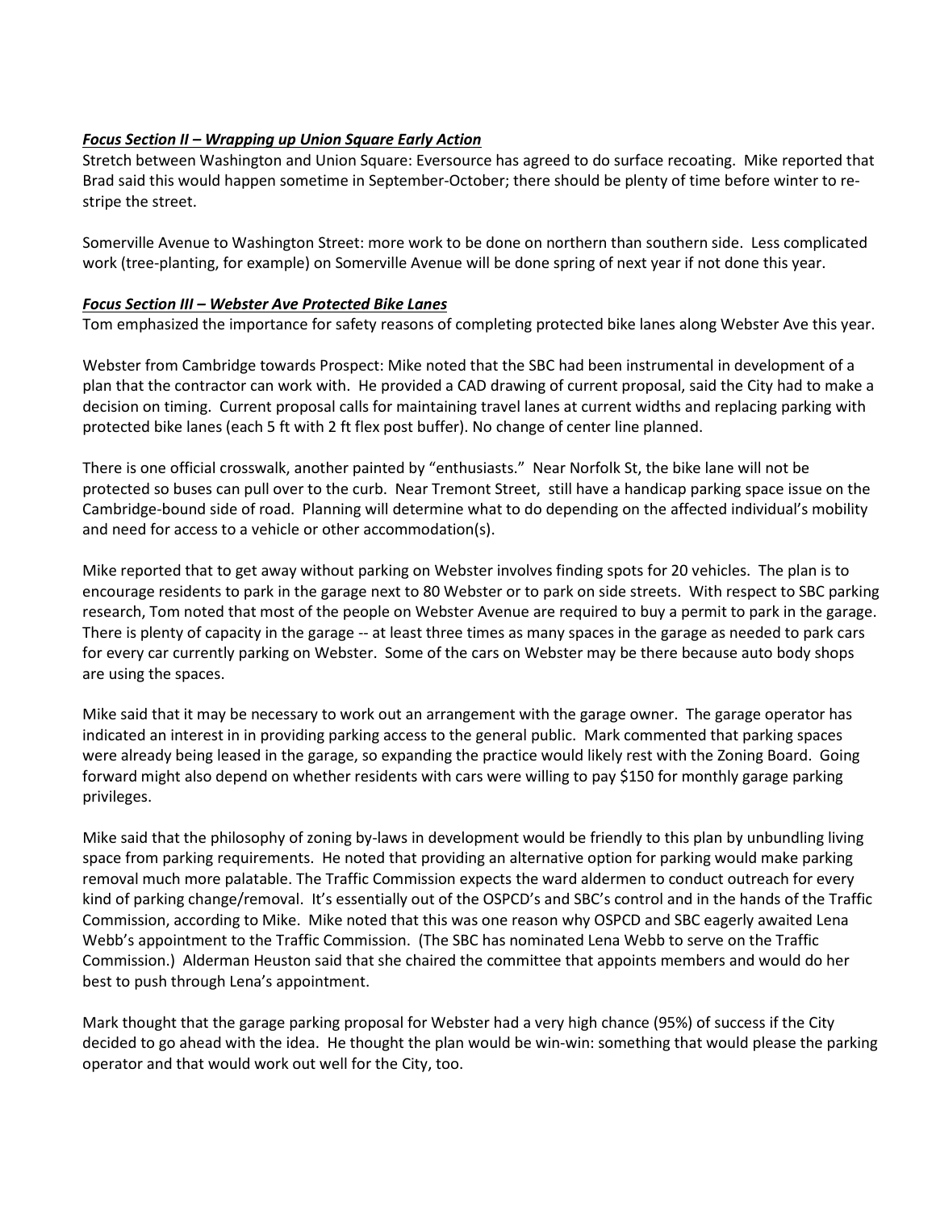***Focus Section II – Wrapping up Union Square Early Action***

Stretch between Washington and Union Square: Eversource has agreed to do surface recoating. Mike reported that Brad said this would happen sometime in September-October; there should be plenty of time before winter to re-stripe the street.

Somerville Avenue to Washington Street: more work to be done on northern than southern side. Less complicated work (tree-planting, for example) on Somerville Avenue will be done spring of next year if not done this year.

***Focus Section III – Webster Ave Protected Bike Lanes***

Tom emphasized the importance for safety reasons of completing protected bike lanes along Webster Ave this year.

Webster from Cambridge towards Prospect: Mike noted that the SBC had been instrumental in development of a plan that the contractor can work with. He provided a CAD drawing of current proposal, said the City had to make a decision on timing. Current proposal calls for maintaining travel lanes at current widths and replacing parking with protected bike lanes (each 5 ft with 2 ft flex post buffer). No change of center line planned.

There is one official crosswalk, another painted by "enthusiasts." Near Norfolk St, the bike lane will not be protected so buses can pull over to the curb. Near Tremont Street, still have a handicap parking space issue on the Cambridge-bound side of road. Planning will determine what to do depending on the affected individual's mobility and need for access to a vehicle or other accommodation(s).

Mike reported that to get away without parking on Webster involves finding spots for 20 vehicles. The plan is to encourage residents to park in the garage next to 80 Webster or to park on side streets. With respect to SBC parking research, Tom noted that most of the people on Webster Avenue are required to buy a permit to park in the garage. There is plenty of capacity in the garage -- at least three times as many spaces in the garage as needed to park cars for every car currently parking on Webster. Some of the cars on Webster may be there because auto body shops are using the spaces.

Mike said that it may be necessary to work out an arrangement with the garage owner. The garage operator has indicated an interest in in providing parking access to the general public. Mark commented that parking spaces were already being leased in the garage, so expanding the practice would likely rest with the Zoning Board. Going forward might also depend on whether residents with cars were willing to pay $150 for monthly garage parking privileges.

Mike said that the philosophy of zoning by-laws in development would be friendly to this plan by unbundling living space from parking requirements. He noted that providing an alternative option for parking would make parking removal much more palatable. The Traffic Commission expects the ward aldermen to conduct outreach for every kind of parking change/removal. It's essentially out of the OSPCD's and SBC's control and in the hands of the Traffic Commission, according to Mike. Mike noted that this was one reason why OSPCD and SBC eagerly awaited Lena Webb's appointment to the Traffic Commission. (The SBC has nominated Lena Webb to serve on the Traffic Commission.) Alderman Heuston said that she chaired the committee that appoints members and would do her best to push through Lena's appointment.

Mark thought that the garage parking proposal for Webster had a very high chance (95%) of success if the City decided to go ahead with the idea. He thought the plan would be win-win: something that would please the parking operator and that would work out well for the City, too.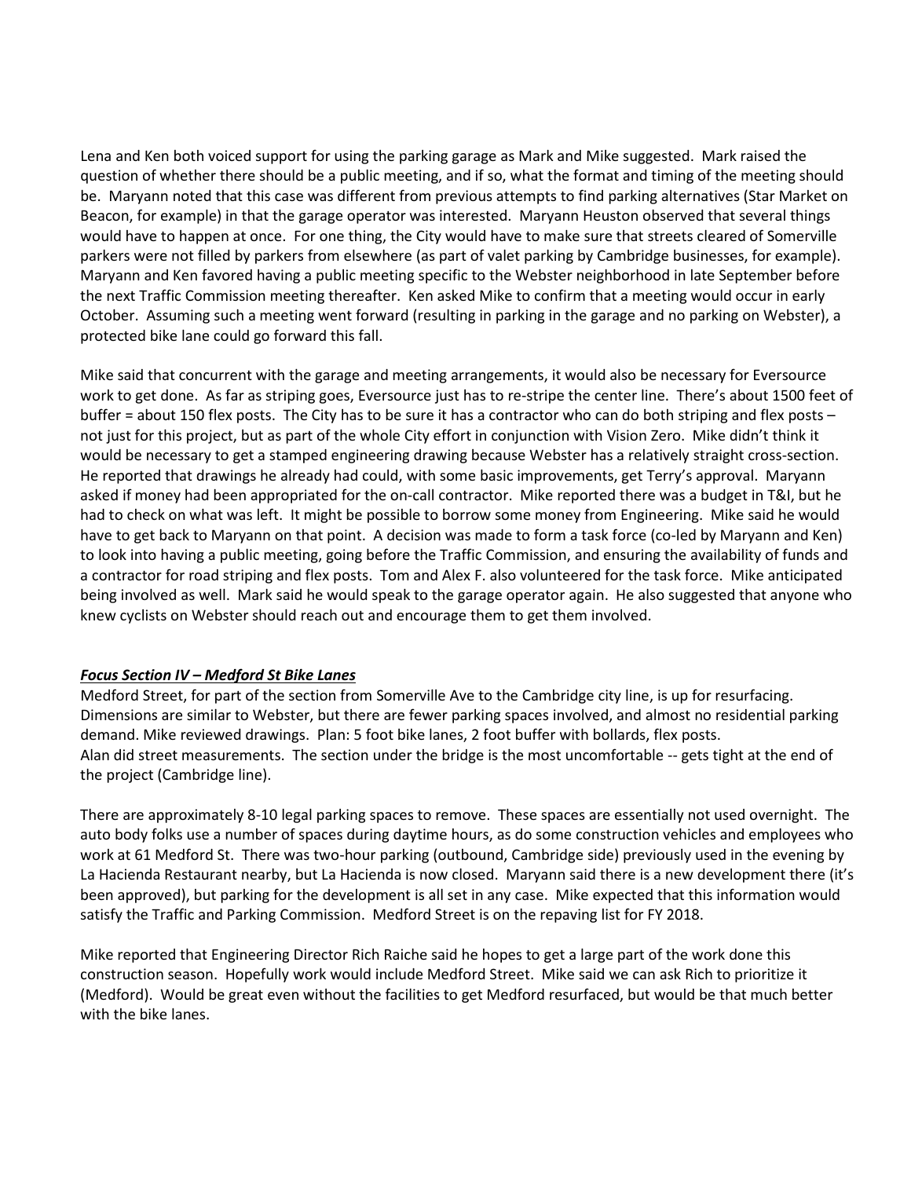Lena and Ken both voiced support for using the parking garage as Mark and Mike suggested. Mark raised the question of whether there should be a public meeting, and if so, what the format and timing of the meeting should be. Maryann noted that this case was different from previous attempts to find parking alternatives (Star Market on Beacon, for example) in that the garage operator was interested. Maryann Heuston observed that several things would have to happen at once. For one thing, the City would have to make sure that streets cleared of Somerville parkers were not filled by parkers from elsewhere (as part of valet parking by Cambridge businesses, for example). Maryann and Ken favored having a public meeting specific to the Webster neighborhood in late September before the next Traffic Commission meeting thereafter. Ken asked Mike to confirm that a meeting would occur in early October. Assuming such a meeting went forward (resulting in parking in the garage and no parking on Webster), a protected bike lane could go forward this fall.

Mike said that concurrent with the garage and meeting arrangements, it would also be necessary for Eversource work to get done. As far as striping goes, Eversource just has to re-stripe the center line. There's about 1500 feet of buffer = about 150 flex posts. The City has to be sure it has a contractor who can do both striping and flex posts – not just for this project, but as part of the whole City effort in conjunction with Vision Zero. Mike didn't think it would be necessary to get a stamped engineering drawing because Webster has a relatively straight cross-section. He reported that drawings he already had could, with some basic improvements, get Terry's approval. Maryann asked if money had been appropriated for the on-call contractor. Mike reported there was a budget in T&I, but he had to check on what was left. It might be possible to borrow some money from Engineering. Mike said he would have to get back to Maryann on that point. A decision was made to form a task force (co-led by Maryann and Ken) to look into having a public meeting, going before the Traffic Commission, and ensuring the availability of funds and a contractor for road striping and flex posts. Tom and Alex F. also volunteered for the task force. Mike anticipated being involved as well. Mark said he would speak to the garage operator again. He also suggested that anyone who knew cyclists on Webster should reach out and encourage them to get them involved.

***Focus Section IV – Medford St Bike Lanes***

Medford Street, for part of the section from Somerville Ave to the Cambridge city line, is up for resurfacing. Dimensions are similar to Webster, but there are fewer parking spaces involved, and almost no residential parking demand. Mike reviewed drawings. Plan: 5 foot bike lanes, 2 foot buffer with bollards, flex posts.
Alan did street measurements. The section under the bridge is the most uncomfortable -- gets tight at the end of the project (Cambridge line).

There are approximately 8-10 legal parking spaces to remove. These spaces are essentially not used overnight. The auto body folks use a number of spaces during daytime hours, as do some construction vehicles and employees who work at 61 Medford St. There was two-hour parking (outbound, Cambridge side) previously used in the evening by La Hacienda Restaurant nearby, but La Hacienda is now closed. Maryann said there is a new development there (it's been approved), but parking for the development is all set in any case. Mike expected that this information would satisfy the Traffic and Parking Commission. Medford Street is on the repaving list for FY 2018.

Mike reported that Engineering Director Rich Raiche said he hopes to get a large part of the work done this construction season. Hopefully work would include Medford Street. Mike said we can ask Rich to prioritize it (Medford). Would be great even without the facilities to get Medford resurfaced, but would be that much better with the bike lanes.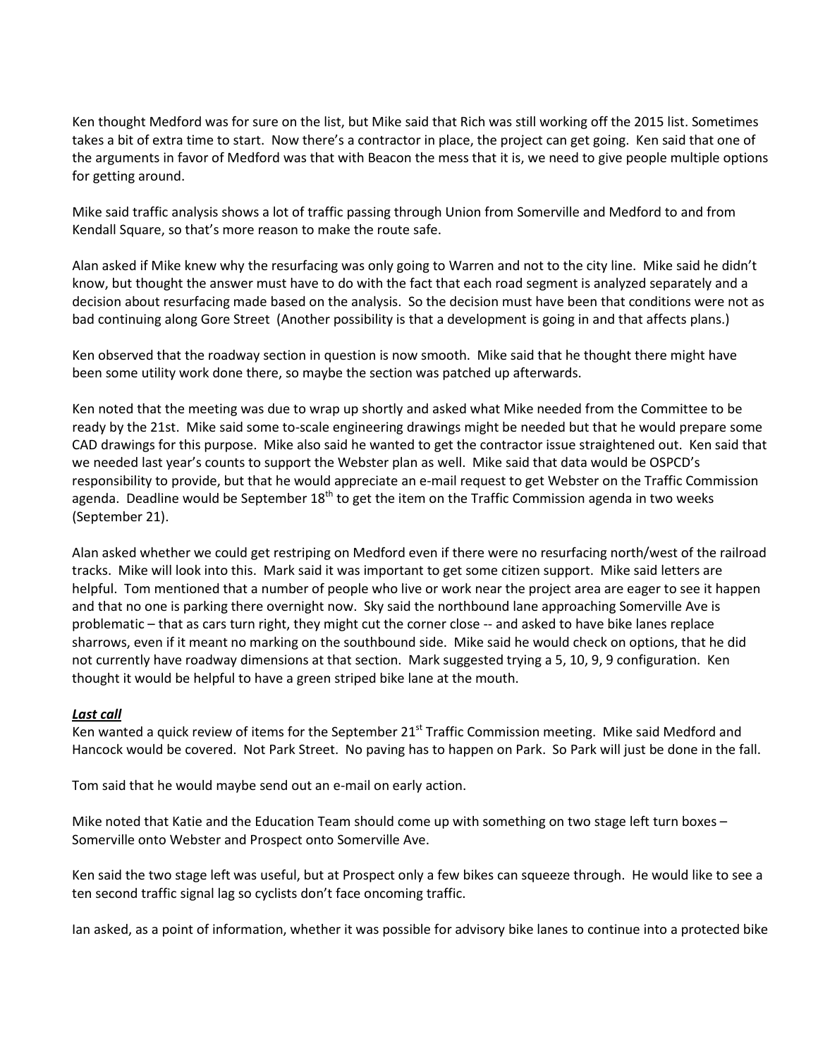Ken thought Medford was for sure on the list, but Mike said that Rich was still working off the 2015 list. Sometimes takes a bit of extra time to start. Now there's a contractor in place, the project can get going. Ken said that one of the arguments in favor of Medford was that with Beacon the mess that it is, we need to give people multiple options for getting around.

Mike said traffic analysis shows a lot of traffic passing through Union from Somerville and Medford to and from Kendall Square, so that's more reason to make the route safe.

Alan asked if Mike knew why the resurfacing was only going to Warren and not to the city line. Mike said he didn't know, but thought the answer must have to do with the fact that each road segment is analyzed separately and a decision about resurfacing made based on the analysis. So the decision must have been that conditions were not as bad continuing along Gore Street (Another possibility is that a development is going in and that affects plans.)

Ken observed that the roadway section in question is now smooth. Mike said that he thought there might have been some utility work done there, so maybe the section was patched up afterwards.

Ken noted that the meeting was due to wrap up shortly and asked what Mike needed from the Committee to be ready by the 21st. Mike said some to-scale engineering drawings might be needed but that he would prepare some CAD drawings for this purpose. Mike also said he wanted to get the contractor issue straightened out. Ken said that we needed last year's counts to support the Webster plan as well. Mike said that data would be OSPCD's responsibility to provide, but that he would appreciate an e-mail request to get Webster on the Traffic Commission agenda. Deadline would be September 18th to get the item on the Traffic Commission agenda in two weeks (September 21).

Alan asked whether we could get restriping on Medford even if there were no resurfacing north/west of the railroad tracks. Mike will look into this. Mark said it was important to get some citizen support. Mike said letters are helpful. Tom mentioned that a number of people who live or work near the project area are eager to see it happen and that no one is parking there overnight now. Sky said the northbound lane approaching Somerville Ave is problematic – that as cars turn right, they might cut the corner close -- and asked to have bike lanes replace sharrows, even if it meant no marking on the southbound side. Mike said he would check on options, that he did not currently have roadway dimensions at that section. Mark suggested trying a 5, 10, 9, 9 configuration. Ken thought it would be helpful to have a green striped bike lane at the mouth.

***Last call***

Ken wanted a quick review of items for the September 21st Traffic Commission meeting. Mike said Medford and Hancock would be covered. Not Park Street. No paving has to happen on Park. So Park will just be done in the fall.

Tom said that he would maybe send out an e-mail on early action.

Mike noted that Katie and the Education Team should come up with something on two stage left turn boxes – Somerville onto Webster and Prospect onto Somerville Ave.

Ken said the two stage left was useful, but at Prospect only a few bikes can squeeze through. He would like to see a ten second traffic signal lag so cyclists don't face oncoming traffic.

Ian asked, as a point of information, whether it was possible for advisory bike lanes to continue into a protected bike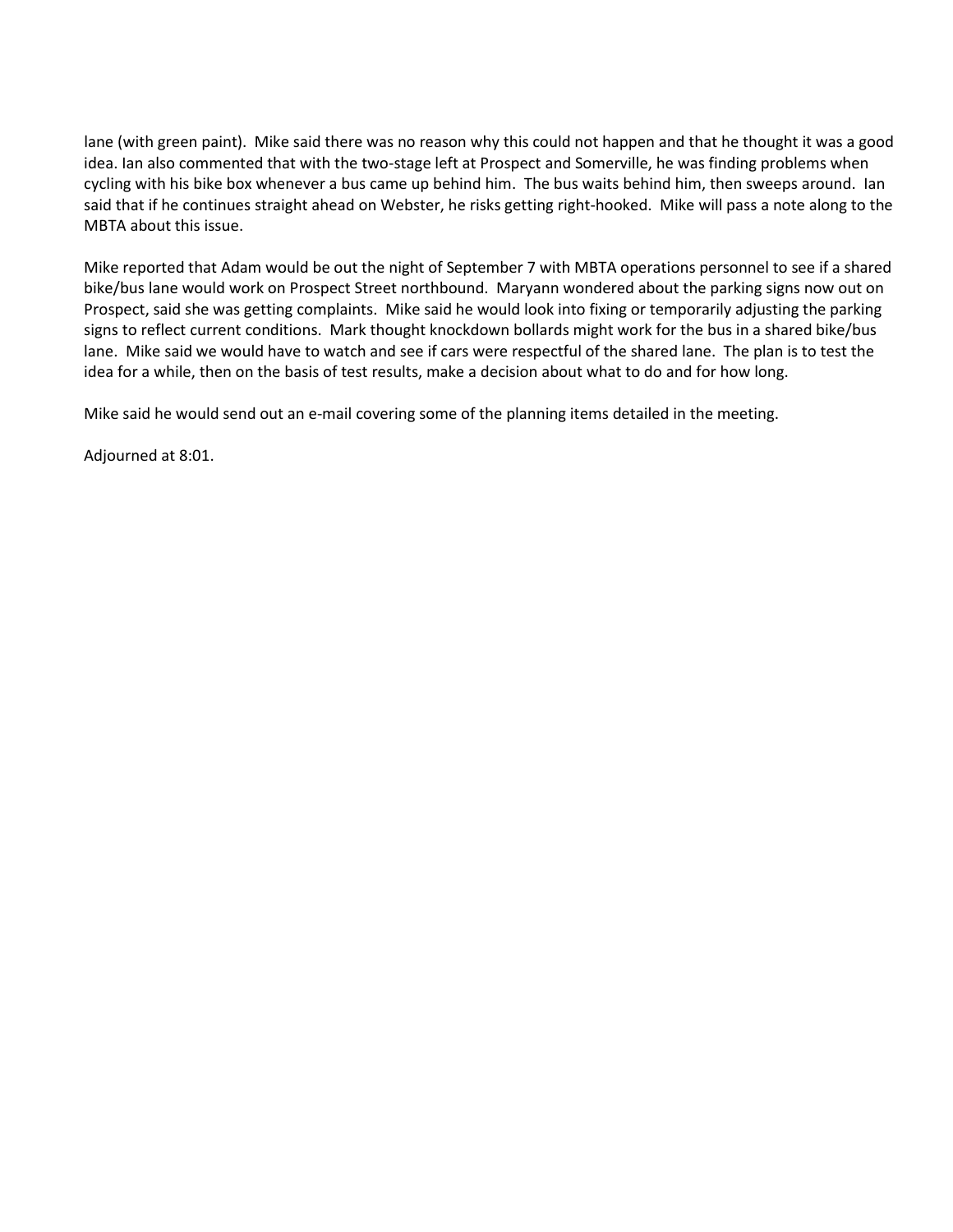lane (with green paint). Mike said there was no reason why this could not happen and that he thought it was a good idea. Ian also commented that with the two-stage left at Prospect and Somerville, he was finding problems when cycling with his bike box whenever a bus came up behind him. The bus waits behind him, then sweeps around. Ian said that if he continues straight ahead on Webster, he risks getting right-hooked. Mike will pass a note along to the MBTA about this issue.

Mike reported that Adam would be out the night of September 7 with MBTA operations personnel to see if a shared bike/bus lane would work on Prospect Street northbound. Maryann wondered about the parking signs now out on Prospect, said she was getting complaints. Mike said he would look into fixing or temporarily adjusting the parking signs to reflect current conditions. Mark thought knockdown bollards might work for the bus in a shared bike/bus lane. Mike said we would have to watch and see if cars were respectful of the shared lane. The plan is to test the idea for a while, then on the basis of test results, make a decision about what to do and for how long.

Mike said he would send out an e-mail covering some of the planning items detailed in the meeting.

Adjourned at 8:01.